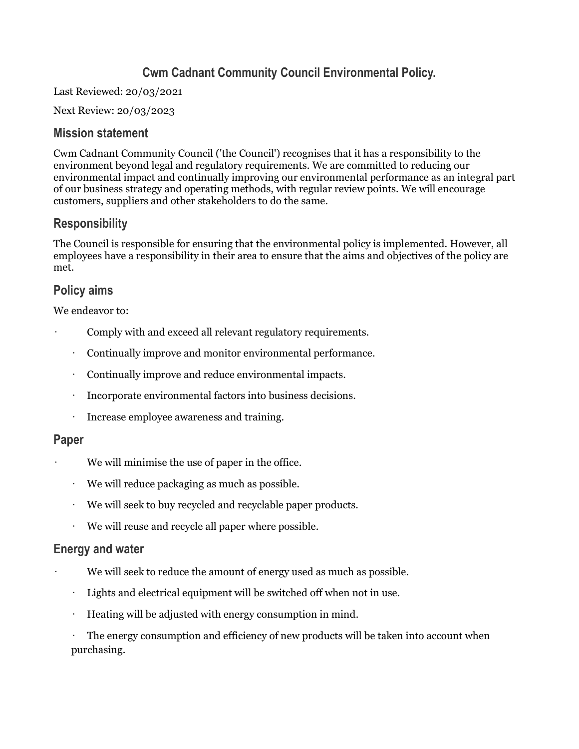# Cwm Cadnant Community Council Environmental Policy.

Last Reviewed: 20/03/2021

Next Review: 20/03/2023

## Mission statement

Cwm Cadnant Community Council ('the Council') recognises that it has a responsibility to the environment beyond legal and regulatory requirements. We are committed to reducing our environmental impact and continually improving our environmental performance as an integral part of our business strategy and operating methods, with regular review points. We will encourage customers, suppliers and other stakeholders to do the same.

## Responsibility

The Council is responsible for ensuring that the environmental policy is implemented. However, all employees have a responsibility in their area to ensure that the aims and objectives of the policy are met.

## Policy aims

We endeavor to:

- Comply with and exceed all relevant regulatory requirements.
- Continually improve and monitor environmental performance.
- Continually improve and reduce environmental impacts.
- Incorporate environmental factors into business decisions.
- Increase employee awareness and training.

## Paper

- We will minimise the use of paper in the office.
- We will reduce packaging as much as possible.
- We will seek to buy recycled and recyclable paper products.
- We will reuse and recycle all paper where possible.

## Energy and water

- We will seek to reduce the amount of energy used as much as possible.
- Lights and electrical equipment will be switched off when not in use.
- Heating will be adjusted with energy consumption in mind.
- The energy consumption and efficiency of new products will be taken into account when purchasing.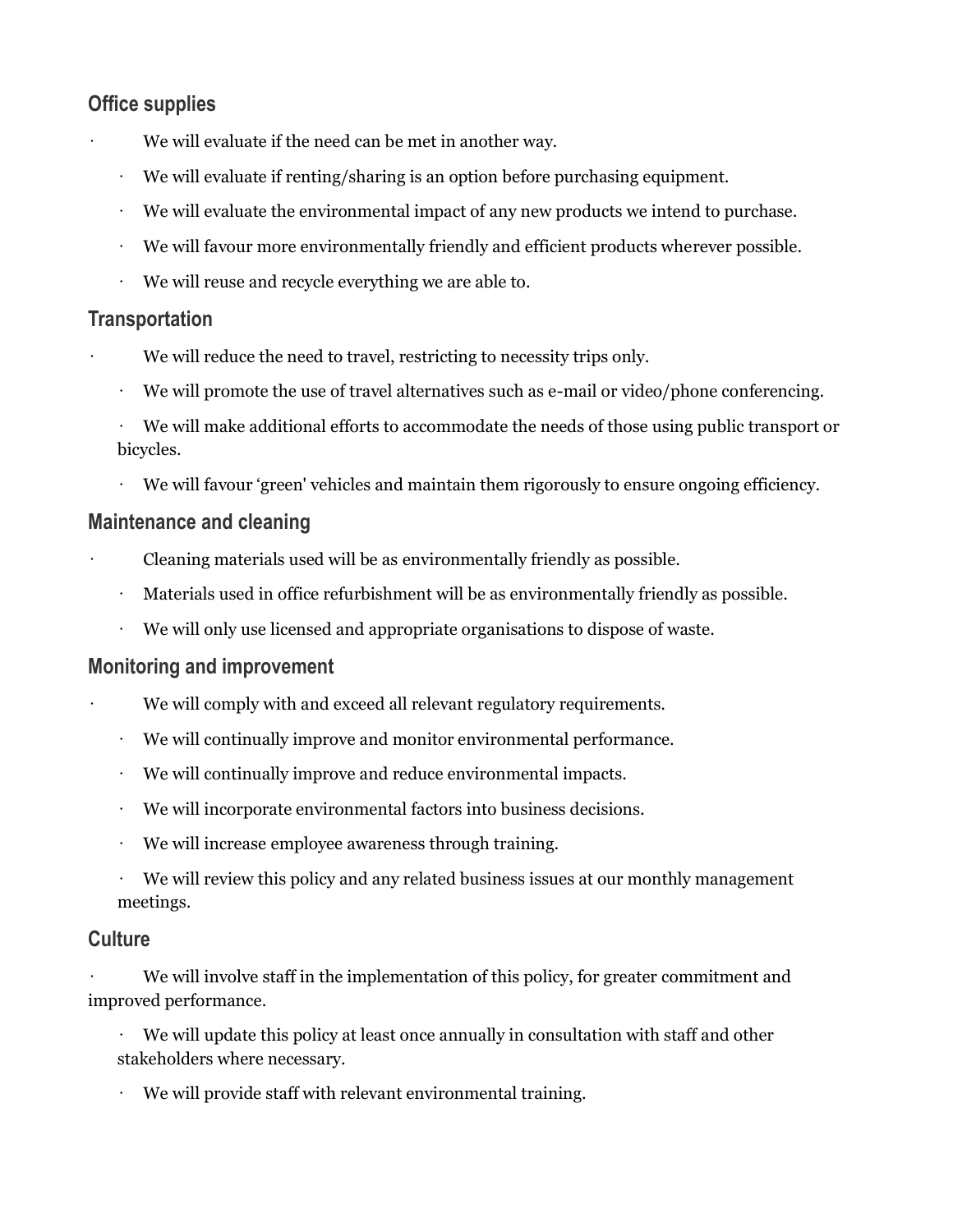## Office supplies

- We will evaluate if the need can be met in another way.
- We will evaluate if renting/sharing is an option before purchasing equipment.
- We will evaluate the environmental impact of any new products we intend to purchase.
- We will favour more environmentally friendly and efficient products wherever possible.
- We will reuse and recycle everything we are able to.

## Transportation

- We will reduce the need to travel, restricting to necessity trips only.
- We will promote the use of travel alternatives such as e-mail or video/phone conferencing.
- We will make additional efforts to accommodate the needs of those using public transport or bicycles.
- We will favour 'green' vehicles and maintain them rigorously to ensure ongoing efficiency.

## Maintenance and cleaning

- Cleaning materials used will be as environmentally friendly as possible.
- Materials used in office refurbishment will be as environmentally friendly as possible.
- We will only use licensed and appropriate organisations to dispose of waste.

## Monitoring and improvement

- We will comply with and exceed all relevant regulatory requirements.
- We will continually improve and monitor environmental performance.
- We will continually improve and reduce environmental impacts.
- We will incorporate environmental factors into business decisions.
- We will increase employee awareness through training.
- We will review this policy and any related business issues at our monthly management meetings.

## Culture

- We will involve staff in the implementation of this policy, for greater commitment and improved performance.
- We will update this policy at least once annually in consultation with staff and other stakeholders where necessary.
- We will provide staff with relevant environmental training.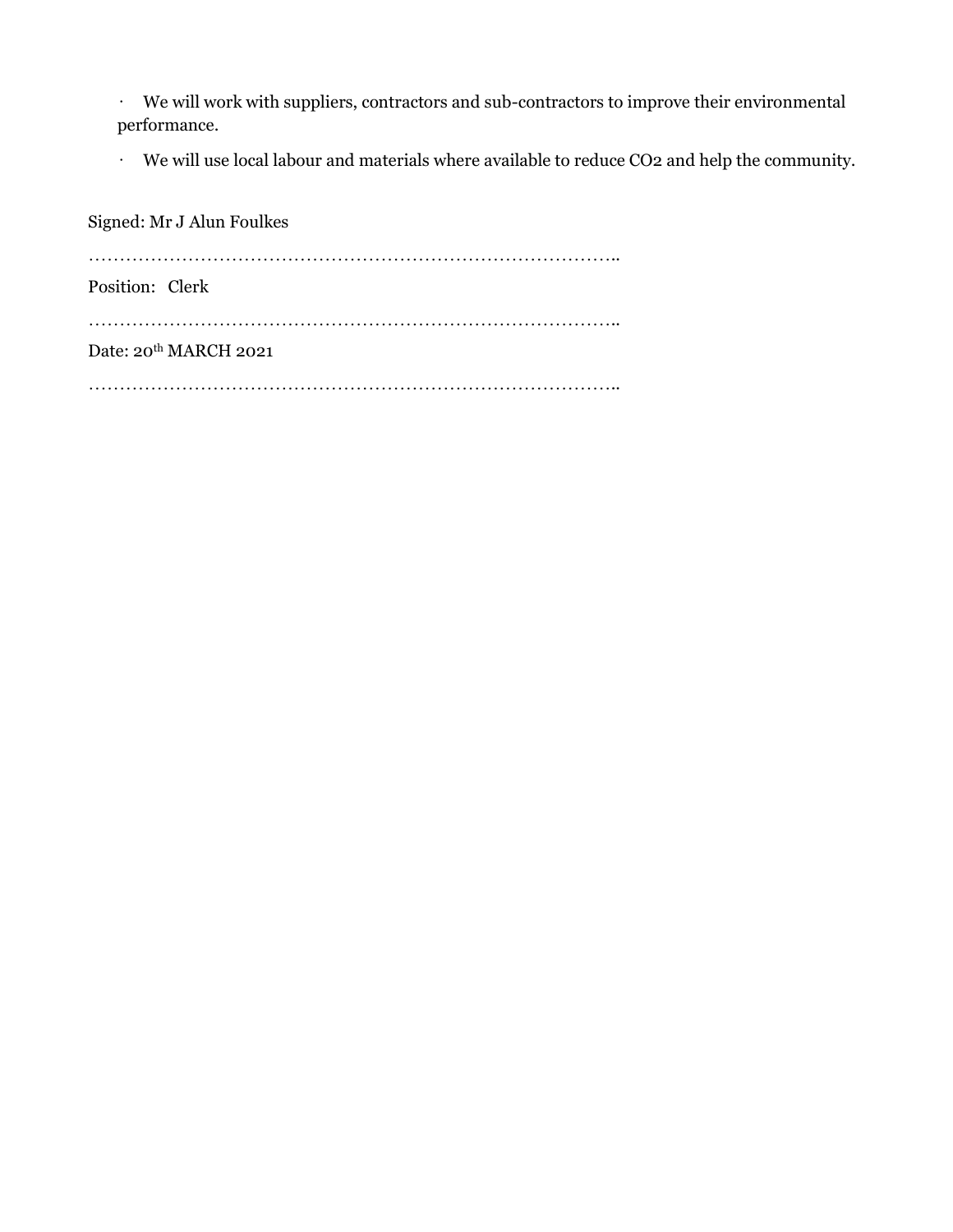- We will work with suppliers, contractors and sub-contractors to improve their environmental performance.
- We will use local labour and materials where available to reduce $CO_2$ and help the community.

Signed: Mr J Alun Foulkes

…………………………………………………………………………..

Position: Clerk

…………………………………………………………………………..

Date: 20th MARCH 2021

…………………………………………………………………………..